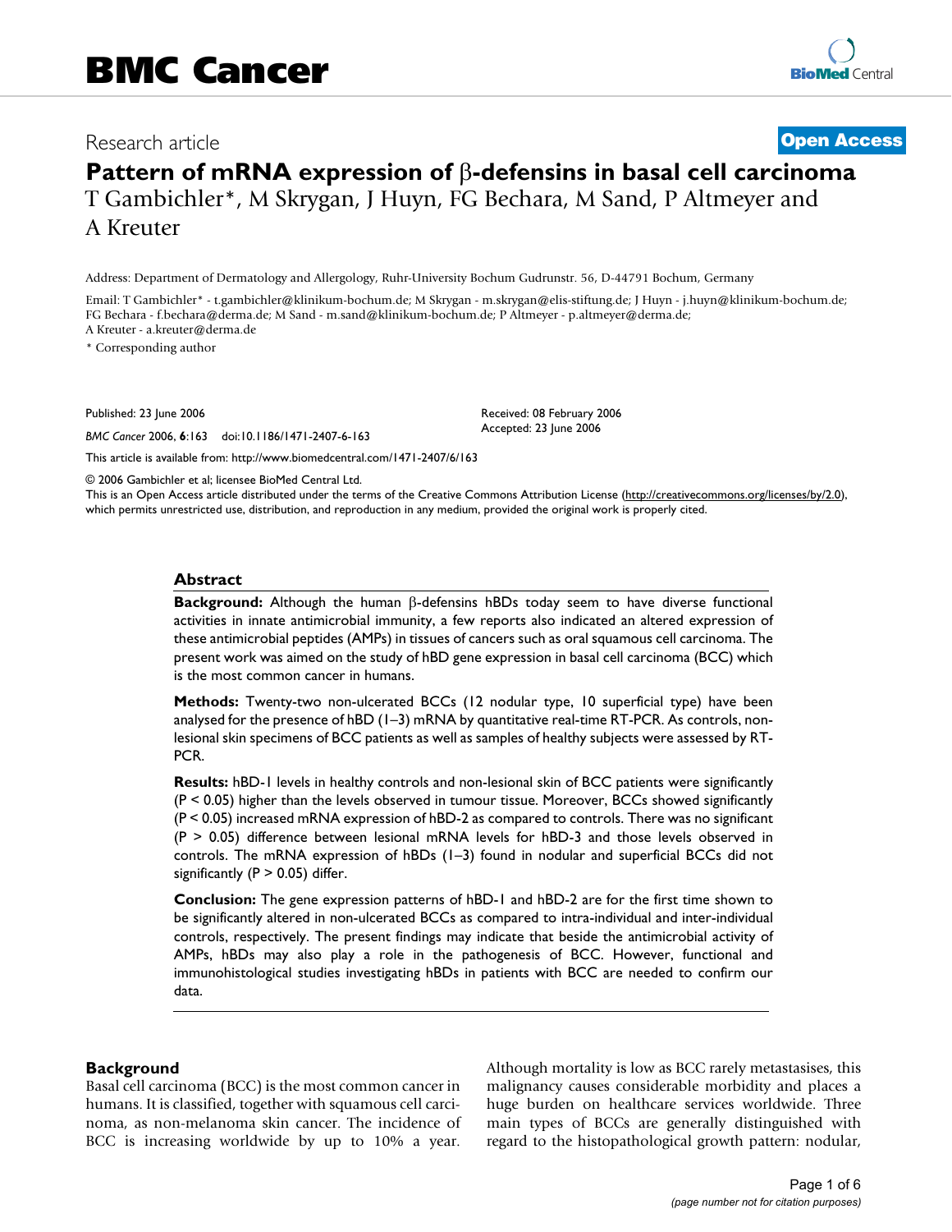Research article

**Open Access**

# Pattern of mRNA expression of β-defensins in basal cell carcinoma

T Gambichler*, M Skrygan, J Huyn, FG Bechara, M Sand, P Altmeyer and A Kreuter

Address: Department of Dermatology and Allergology, Ruhr-University Bochum Gudrunstr. 56, D-44791 Bochum, Germany

Email: T Gambichler* - t.gambichler@klinikum-bochum.de; M Skrygan - m.skrygan@elis-stiftung.de; J Huyn - j.huyn@klinikum-bochum.de; FG Bechara - f.bechara@derma.de; M Sand - m.sand@klinikum-bochum.de; P Altmeyer - p.altmeyer@derma.de; A Kreuter - a.kreuter@derma.de

* Corresponding author

Published: 23 June 2006

*BMC Cancer* 2006, **6**:163 doi:10.1186/1471-2407-6-163

Received: 08 February 2006
Accepted: 23 June 2006

This article is available from: http://www.biomedcentral.com/1471-2407/6/163

© 2006 Gambichler et al; licensee BioMed Central Ltd.
This is an Open Access article distributed under the terms of the Creative Commons Attribution License (http://creativecommons.org/licenses/by/2.0), which permits unrestricted use, distribution, and reproduction in any medium, provided the original work is properly cited.

## Abstract

**Background:** Although the human β-defensins hBDs today seem to have diverse functional activities in innate antimicrobial immunity, a few reports also indicated an altered expression of these antimicrobial peptides (AMPs) in tissues of cancers such as oral squamous cell carcinoma. The present work was aimed on the study of hBD gene expression in basal cell carcinoma (BCC) which is the most common cancer in humans.

**Methods:** Twenty-two non-ulcerated BCCs (12 nodular type, 10 superficial type) have been analysed for the presence of hBD (1–3) mRNA by quantitative real-time RT-PCR. As controls, non-lesional skin specimens of BCC patients as well as samples of healthy subjects were assessed by RT-PCR.

**Results:** hBD-1 levels in healthy controls and non-lesional skin of BCC patients were significantly ($P < 0.05$) higher than the levels observed in tumour tissue. Moreover, BCCs showed significantly ($P < 0.05$) increased mRNA expression of hBD-2 as compared to controls. There was no significant ($P > 0.05$) difference between lesional mRNA levels for hBD-3 and those levels observed in controls. The mRNA expression of hBDs (1–3) found in nodular and superficial BCCs did not significantly ($P > 0.05$) differ.

**Conclusion:** The gene expression patterns of hBD-1 and hBD-2 are for the first time shown to be significantly altered in non-ulcerated BCCs as compared to intra-individual and inter-individual controls, respectively. The present findings may indicate that beside the antimicrobial activity of AMPs, hBDs may also play a role in the pathogenesis of BCC. However, functional and immunohistological studies investigating hBDs in patients with BCC are needed to confirm our data.

## Background

Basal cell carcinoma (BCC) is the most common cancer in humans. It is classified, together with squamous cell carcinoma, as non-melanoma skin cancer. The incidence of BCC is increasing worldwide by up to 10% a year. Although mortality is low as BCC rarely metastasises, this malignancy causes considerable morbidity and places a huge burden on healthcare services worldwide. Three main types of BCCs are generally distinguished with regard to the histopathological growth pattern: nodular,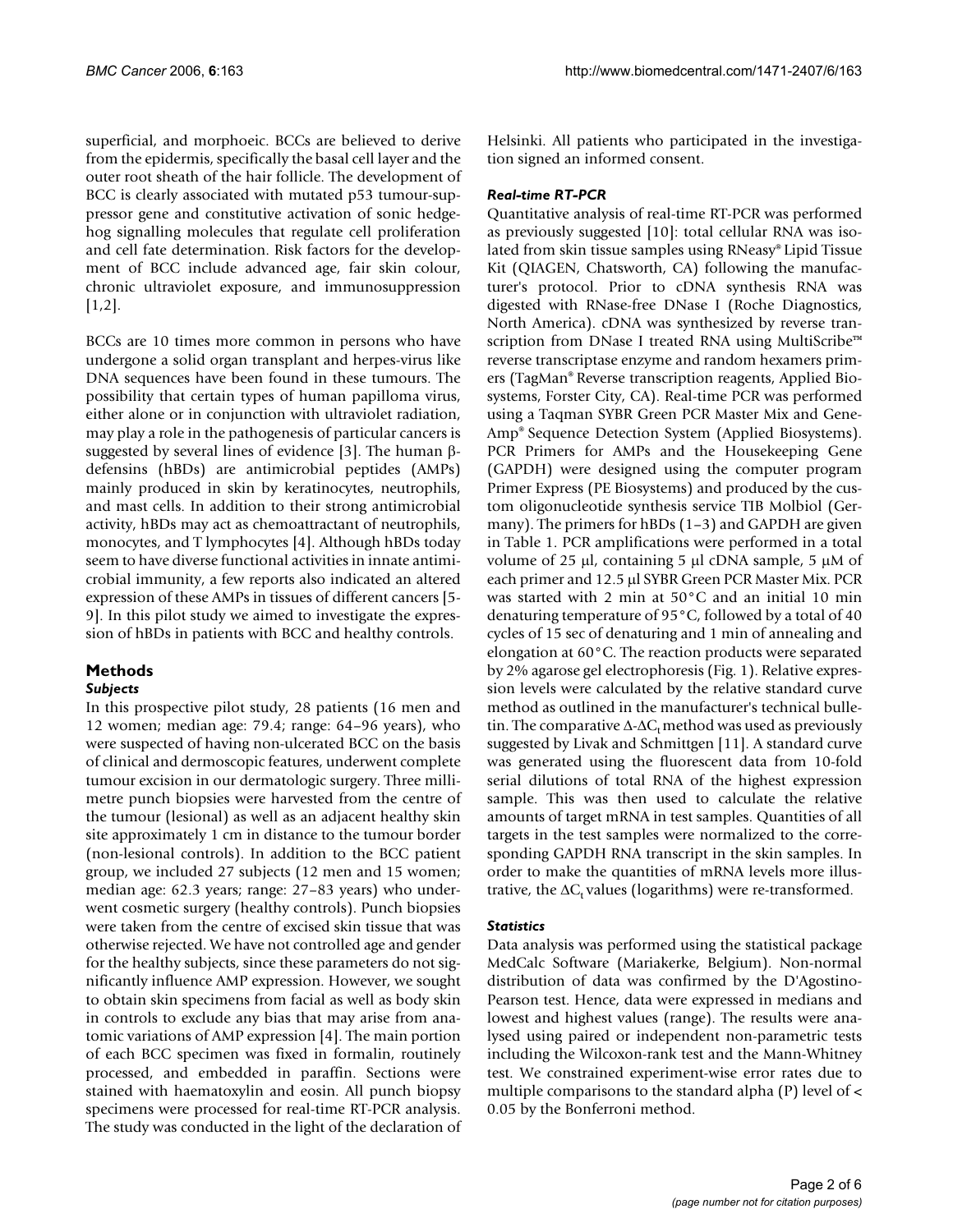superficial, and morphoeic. BCCs are believed to derive from the epidermis, specifically the basal cell layer and the outer root sheath of the hair follicle. The development of BCC is clearly associated with mutated p53 tumour-suppressor gene and constitutive activation of sonic hedgehog signalling molecules that regulate cell proliferation and cell fate determination. Risk factors for the development of BCC include advanced age, fair skin colour, chronic ultraviolet exposure, and immunosuppression [1,2].

BCCs are 10 times more common in persons who have undergone a solid organ transplant and herpes-virus like DNA sequences have been found in these tumours. The possibility that certain types of human papilloma virus, either alone or in conjunction with ultraviolet radiation, may play a role in the pathogenesis of particular cancers is suggested by several lines of evidence [3]. The human β-defensins (hBDs) are antimicrobial peptides (AMPs) mainly produced in skin by keratinocytes, neutrophils, and mast cells. In addition to their strong antimicrobial activity, hBDs may act as chemoattractant of neutrophils, monocytes, and T lymphocytes [4]. Although hBDs today seem to have diverse functional activities in innate antimicrobial immunity, a few reports also indicated an altered expression of these AMPs in tissues of different cancers [5-9]. In this pilot study we aimed to investigate the expression of hBDs in patients with BCC and healthy controls.

## Methods

### *Subjects*

In this prospective pilot study, 28 patients (16 men and 12 women; median age: 79.4; range: 64–96 years), who were suspected of having non-ulcerated BCC on the basis of clinical and dermoscopic features, underwent complete tumour excision in our dermatologic surgery. Three millimetre punch biopsies were harvested from the centre of the tumour (lesional) as well as an adjacent healthy skin site approximately 1 cm in distance to the tumour border (non-lesional controls). In addition to the BCC patient group, we included 27 subjects (12 men and 15 women; median age: 62.3 years; range: 27–83 years) who underwent cosmetic surgery (healthy controls). Punch biopsies were taken from the centre of excised skin tissue that was otherwise rejected. We have not controlled age and gender for the healthy subjects, since these parameters do not significantly influence AMP expression. However, we sought to obtain skin specimens from facial as well as body skin in controls to exclude any bias that may arise from anatomic variations of AMP expression [4]. The main portion of each BCC specimen was fixed in formalin, routinely processed, and embedded in paraffin. Sections were stained with haematoxylin and eosin. All punch biopsy specimens were processed for real-time RT-PCR analysis. The study was conducted in the light of the declaration of Helsinki. All patients who participated in the investigation signed an informed consent.

### *Real-time RT-PCR*

Quantitative analysis of real-time RT-PCR was performed as previously suggested [10]: total cellular RNA was isolated from skin tissue samples using RNeasy® Lipid Tissue Kit (QIAGEN, Chatsworth, CA) following the manufacturer's protocol. Prior to cDNA synthesis RNA was digested with RNase-free DNase I (Roche Diagnostics, North America). cDNA was synthesized by reverse transcription from DNase I treated RNA using MultiScribe™ reverse transcriptase enzyme and random hexamers primers (TagMan® Reverse transcription reagents, Applied Biosystems, Forster City, CA). Real-time PCR was performed using a Taqman SYBR Green PCR Master Mix and Gene-Amp® Sequence Detection System (Applied Biosystems). PCR Primers for AMPs and the Housekeeping Gene (GAPDH) were designed using the computer program Primer Express (PE Biosystems) and produced by the custom oligonucleotide synthesis service TIB Molbiol (Germany). The primers for hBDs (1–3) and GAPDH are given in Table 1. PCR amplifications were performed in a total volume of 25 μl, containing 5 μl cDNA sample, 5 μM of each primer and 12.5 μl SYBR Green PCR Master Mix. PCR was started with 2 min at 50°C and an initial 10 min denaturing temperature of 95°C, followed by a total of 40 cycles of 15 sec of denaturing and 1 min of annealing and elongation at 60°C. The reaction products were separated by 2% agarose gel electrophoresis (Fig. 1). Relative expression levels were calculated by the relative standard curve method as outlined in the manufacturer's technical bulletin. The comparative $\Delta$-$\Delta C_t$ method was used as previously suggested by Livak and Schmittgen [11]. A standard curve was generated using the fluorescent data from 10-fold serial dilutions of total RNA of the highest expression sample. This was then used to calculate the relative amounts of target mRNA in test samples. Quantities of all targets in the test samples were normalized to the corresponding GAPDH RNA transcript in the skin samples. In order to make the quantities of mRNA levels more illustrative, the $\Delta C_t$ values (logarithms) were re-transformed.

### *Statistics*

Data analysis was performed using the statistical package MedCalc Software (Mariakerke, Belgium). Non-normal distribution of data was confirmed by the D'Agostino-Pearson test. Hence, data were expressed in medians and lowest and highest values (range). The results were analysed using paired or independent non-parametric tests including the Wilcoxon-rank test and the Mann-Whitney test. We constrained experiment-wise error rates due to multiple comparisons to the standard alpha (P) level of $< 0.05$ by the Bonferroni method.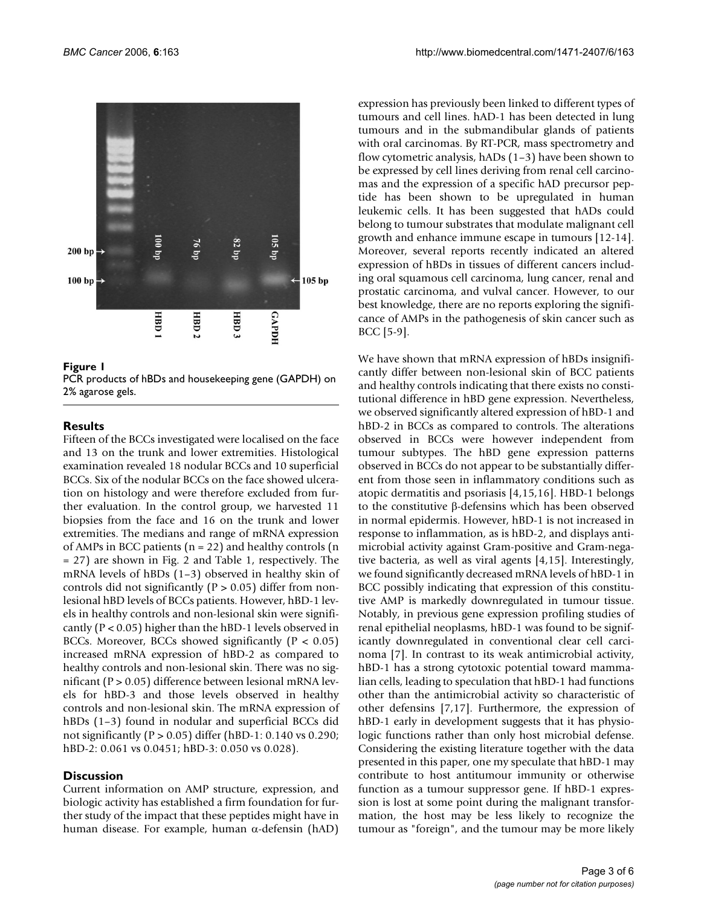**Figure 1**
PCR products of hBDs and housekeeping gene (GAPDH) on 2% agarose gels.

## Results

Fifteen of the BCCs investigated were localised on the face and 13 on the trunk and lower extremities. Histological examination revealed 18 nodular BCCs and 10 superficial BCCs. Six of the nodular BCCs on the face showed ulceration on histology and were therefore excluded from further evaluation. In the control group, we harvested 11 biopsies from the face and 16 on the trunk and lower extremities. The medians and range of mRNA expression of AMPs in BCC patients (n = 22) and healthy controls (n = 27) are shown in Fig. 2 and Table 1, respectively. The mRNA levels of hBDs (1–3) observed in healthy skin of controls did not significantly ($P > 0.05$) differ from non-lesional hBD levels of BCCs patients. However, hBD-1 levels in healthy controls and non-lesional skin were significantly ($P < 0.05$) higher than the hBD-1 levels observed in BCCs. Moreover, BCCs showed significantly ($P < 0.05$) increased mRNA expression of hBD-2 as compared to healthy controls and non-lesional skin. There was no significant ($P > 0.05$) difference between lesional mRNA levels for hBD-3 and those levels observed in healthy controls and non-lesional skin. The mRNA expression of hBDs (1–3) found in nodular and superficial BCCs did not significantly ($P > 0.05$) differ (hBD-1: 0.140 vs 0.290; hBD-2: 0.061 vs 0.0451; hBD-3: 0.050 vs 0.028).

## Discussion

Current information on AMP structure, expression, and biologic activity has established a firm foundation for further study of the impact that these peptides might have in human disease. For example, human α-defensin (hAD) expression has previously been linked to different types of tumours and cell lines. hAD-1 has been detected in lung tumours and in the submandibular glands of patients with oral carcinomas. By RT-PCR, mass spectrometry and flow cytometric analysis, hADs (1–3) have been shown to be expressed by cell lines deriving from renal cell carcinomas and the expression of a specific hAD precursor peptide has been shown to be upregulated in human leukemic cells. It has been suggested that hADs could belong to tumour substrates that modulate malignant cell growth and enhance immune escape in tumours [12-14]. Moreover, several reports recently indicated an altered expression of hBDs in tissues of different cancers including oral squamous cell carcinoma, lung cancer, renal and prostatic carcinoma, and vulval cancer. However, to our best knowledge, there are no reports exploring the significance of AMPs in the pathogenesis of skin cancer such as BCC [5-9].

We have shown that mRNA expression of hBDs insignificantly differ between non-lesional skin of BCC patients and healthy controls indicating that there exists no constitutional difference in hBD gene expression. Nevertheless, we observed significantly altered expression of hBD-1 and hBD-2 in BCCs as compared to controls. The alterations observed in BCCs were however independent from tumour subtypes. The hBD gene expression patterns observed in BCCs do not appear to be substantially different from those seen in inflammatory conditions such as atopic dermatitis and psoriasis [4,15,16]. HBD-1 belongs to the constitutive β-defensins which has been observed in normal epidermis. However, hBD-1 is not increased in response to inflammation, as is hBD-2, and displays antimicrobial activity against Gram-positive and Gram-negative bacteria, as well as viral agents [4,15]. Interestingly, we found significantly decreased mRNA levels of hBD-1 in BCC possibly indicating that expression of this constitutive AMP is markedly downregulated in tumour tissue. Notably, in previous gene expression profiling studies of renal epithelial neoplasms, hBD-1 was found to be significantly downregulated in conventional clear cell carcinoma [7]. In contrast to its weak antimicrobial activity, hBD-1 has a strong cytotoxic potential toward mammalian cells, leading to speculation that hBD-1 had functions other than the antimicrobial activity so characteristic of other defensins [7,17]. Furthermore, the expression of hBD-1 early in development suggests that it has physiologic functions rather than only host microbial defense. Considering the existing literature together with the data presented in this paper, one my speculate that hBD-1 may contribute to host antitumour immunity or otherwise function as a tumour suppressor gene. If hBD-1 expression is lost at some point during the malignant transformation, the host may be less likely to recognize the tumour as "foreign", and the tumour may be more likely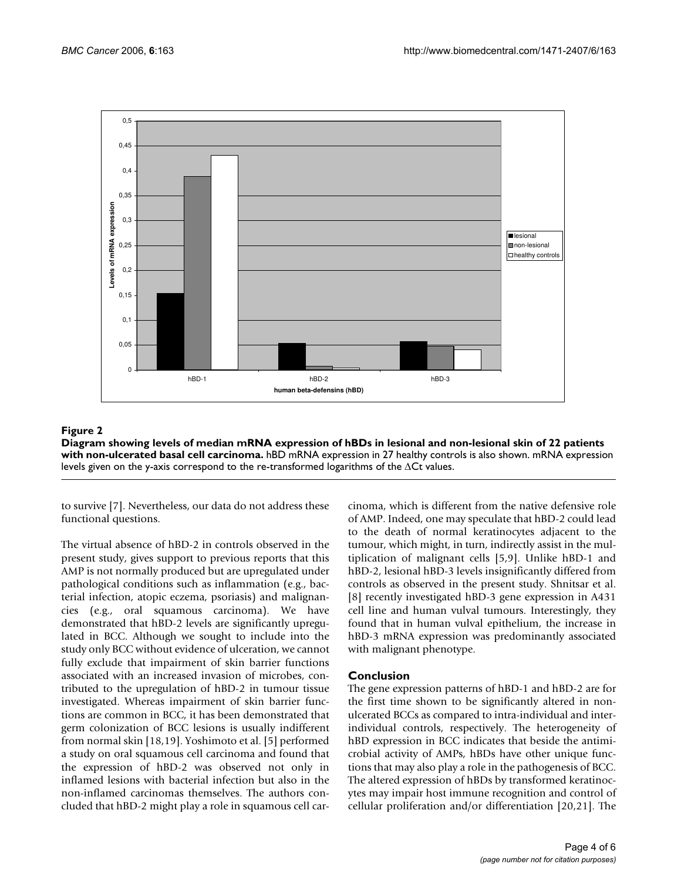**Figure 2**

**Diagram showing levels of median mRNA expression of hBDs in lesional and non-lesional skin of 22 patients with non-ulcerated basal cell carcinoma.** hBD mRNA expression in 27 healthy controls is also shown. mRNA expression levels given on the y-axis correspond to the re-transformed logarithms of the ΔCt values.

to survive [7]. Nevertheless, our data do not address these functional questions.

The virtual absence of hBD-2 in controls observed in the present study, gives support to previous reports that this AMP is not normally produced but are upregulated under pathological conditions such as inflammation (e.g., bacterial infection, atopic eczema, psoriasis) and malignancies (e.g., oral squamous carcinoma). We have demonstrated that hBD-2 levels are significantly upregulated in BCC. Although we sought to include into the study only BCC without evidence of ulceration, we cannot fully exclude that impairment of skin barrier functions associated with an increased invasion of microbes, contributed to the upregulation of hBD-2 in tumour tissue investigated. Whereas impairment of skin barrier functions are common in BCC, it has been demonstrated that germ colonization of BCC lesions is usually indifferent from normal skin [18,19]. Yoshimoto et al. [5] performed a study on oral squamous cell carcinoma and found that the expression of hBD-2 was observed not only in inflamed lesions with bacterial infection but also in the non-inflamed carcinomas themselves. The authors concluded that hBD-2 might play a role in squamous cell carcinoma, which is different from the native defensive role of AMP. Indeed, one may speculate that hBD-2 could lead to the death of normal keratinocytes adjacent to the tumour, which might, in turn, indirectly assist in the multiplication of malignant cells [5,9]. Unlike hBD-1 and hBD-2, lesional hBD-3 levels insignificantly differed from controls as observed in the present study. Shnitsar et al. [8] recently investigated hBD-3 gene expression in A431 cell line and human vulval tumours. Interestingly, they found that in human vulval epithelium, the increase in hBD-3 mRNA expression was predominantly associated with malignant phenotype.

## Conclusion

The gene expression patterns of hBD-1 and hBD-2 are for the first time shown to be significantly altered in non-ulcerated BCCs as compared to intra-individual and inter-individual controls, respectively. The heterogeneity of hBD expression in BCC indicates that beside the antimicrobial activity of AMPs, hBDs have other unique functions that may also play a role in the pathogenesis of BCC. The altered expression of hBDs by transformed keratinocytes may impair host immune recognition and control of cellular proliferation and/or differentiation [20,21]. The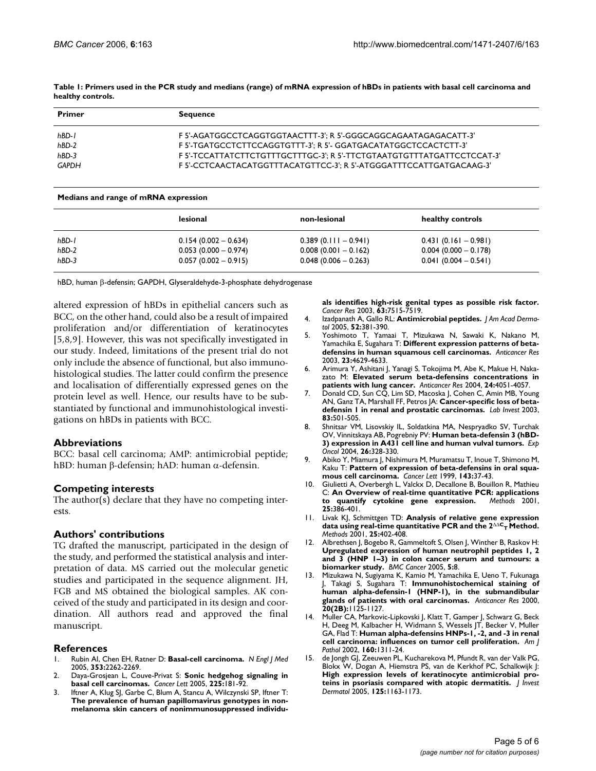**Table 1: Primers used in the PCR study and medians (range) of mRNA expression of hBDs in patients with basal cell carcinoma and healthy controls.**

| Primer | Sequence |
| --- | --- |
| *hBD-1* | F 5'-AGATGGCCTCAGGTGGTAACTTT-3'; R 5'-GGGCAGGCAGAATAGAGACATT-3' |
| *hBD-2* | F 5'-TGATGCCTCTTCCAGGTGTTT-3'; R 5'- GGATGACATATGGCTCCACTCTT-3' |
| *hBD-3* | F 5'-TCCATTATCTTCTGTTTGCTTTGC-3'; R 5'-TTCTGTAATGTGTTTATGATTCCTCCAT-3' |
| *GAPDH* | F 5'-CCTCAACTACATGGTTTACATGTTCC-3'; R 5'-ATGGGATTTCCATTGATGACAAG-3' |

**Medians and range of mRNA expression**

| | lesional | non-lesional | healthy controls |
| --- | --- | --- | --- |
| *hBD-1* | 0.154 (0.002 – 0.634) | 0.389 (0.111 – 0.941) | 0.431 (0.161 – 0.981) |
| *hBD-2* | 0.053 (0.000 – 0.974) | 0.008 (0.001 – 0.162) | 0.004 (0.000 – 0.178) |
| *hBD-3* | 0.057 (0.002 – 0.915) | 0.048 (0.006 – 0.263) | 0.041 (0.004 – 0.541) |

hBD, human β-defensin; GAPDH, Glyseraldehyde-3-phosphate dehydrogenase

altered expression of hBDs in epithelial cancers such as BCC, on the other hand, could also be a result of impaired proliferation and/or differentiation of keratinocytes [5,8,9]. However, this was not specifically investigated in our study. Indeed, limitations of the present trial do not only include the absence of functional, but also immunohistological studies. The latter could confirm the presence and localisation of differentially expressed genes on the protein level as well. Hence, our results have to be substantiated by functional and immunohistological investigations on hBDs in patients with BCC.

## Abbreviations

BCC: basal cell carcinoma; AMP: antimicrobial peptide; hBD: human β-defensin; hAD: human α-defensin.

## Competing interests

The author(s) declare that they have no competing interests.

## Authors' contributions

TG drafted the manuscript, participated in the design of the study, and performed the statistical analysis and interpretation of data. MS carried out the molecular genetic studies and participated in the sequence alignment. JH, FGB and MS obtained the biological samples. AK conceived of the study and participated in its design and coordination. All authors read and approved the final manuscript.

## References

1. Rubin AI, Chen EH, Ratner D: **Basal-cell carcinoma.** *N Engl J Med* 2005, **353:**2262-2269.
2. Daya-Grosjean L, Couve-Privat S: **Sonic hedgehog signaling in basal cell carcinomas.** *Cancer Lett* 2005, **225:**181-92.
3. Iftner A, Klug SJ, Garbe C, Blum A, Stancu A, Wilczynski SP, Iftner T: **The prevalence of human papillomavirus genotypes in nonmelanoma skin cancers of nonimmunosuppressed individuals identifies high-risk genital types as possible risk factor.** *Cancer Res* 2003, **63:**7515-7519.
4. Izadpanath A, Gallo RL: **Antimicrobial peptides.** *J Am Acad Dermatol* 2005, **52:**381-390.
5. Yoshimoto T, Yamaai T, Mizukawa N, Sawaki K, Nakano M, Yamachika E, Sugahara T: **Different expression patterns of beta-defensins in human squamous cell carcinomas.** *Anticancer Res* 2003, **23:**4629-4633.
6. Arimura Y, Ashitani J, Yanagi S, Tokojima M, Abe K, Makue H, Nakazato M: **Elevated serum beta-defensins concentrations in patients with lung cancer.** *Anticancer Res* 2004, **24:**4051-4057.
7. Donald CD, Sun CQ, Lim SD, Macoska J, Cohen C, Amin MB, Young AN, Ganz TA, Marshall FF, Petros JA: **Cancer-specific loss of beta-defensin 1 in renal and prostatic carcinomas.** *Lab Invest* 2003, **83:**501-505.
8. Shnitsar VM, Lisovskiy IL, Soldatkina MA, Nespryadko SV, Turchak OV, Vinnitskaya AB, Pogrebniy PV: **Human beta-defensin 3 (hBD-3) expression in A431 cell line and human vulval tumors.** *Exp Oncol* 2004, **26:**328-330.
9. Abiko Y, Miamura J, Nishimura M, Muramatsu T, Inoue T, Shimono M, Kaku T: **Pattern of expression of beta-defensins in oral squamous cell carcinoma.** *Cancer Lett* 1999, **143:**37-43.
10. Giulietti A, Overbergh L, Valckx D, Decallone B, Bouillon R, Mathieu C: **An Overview of real-time quantitative PCR: applications to quantify cytokine gene expression.** *Methods* 2001, **25:**386-401.
11. Livak KJ, Schmittgen TD: **Analysis of relative gene expression data using real-time quantitative PCR and the $2^{\Delta\Delta C_T}$ Method.** *Methods* 2001, **25:**402-408.
12. Albrethsen J, Bogebo R, Gammeltoft S, Olsen J, Winther B, Raskov H: **Upregulated expression of human neutrophil peptides 1, 2 and 3 (HNP 1–3) in colon cancer serum and tumours: a biomarker study.** *BMC Cancer* 2005, **5:**8.
13. Mizukawa N, Sugiyama K, Kamio M, Yamachika E, Ueno T, Fukunaga J, Takagi S, Sugahara T: **Immunohistochemical staining of human alpha-defensin-1 (HNP-1), in the submandibular glands of patients with oral carcinomas.** *Anticancer Res* 2000, **20(2B):**1125-1127.
14. Muller CA, Markovic-Lipkovski J, Klatt T, Gamper J, Schwarz G, Beck H, Deeg M, Kalbacher H, Widmann S, Wessels JT, Becker V, Muller GA, Flad T: **Human alpha-defensins HNPs-1, -2, and -3 in renal cell carcinoma: influences on tumor cell proliferation.** *Am J Pathol* 2002, **160:**1311-24.
15. de Jongh GJ, Zeeuwen PL, Kucharekova M, Pfundt R, van der Valk PG, Blokx W, Dogan A, Hiemstra PS, van de Kerkhof PC, Schalkwijk J: **High expression levels of keratinocyte antimicrobial proteins in psoriasis compared with atopic dermatitis.** *J Invest Dermatol* 2005, **125:**1163-1173.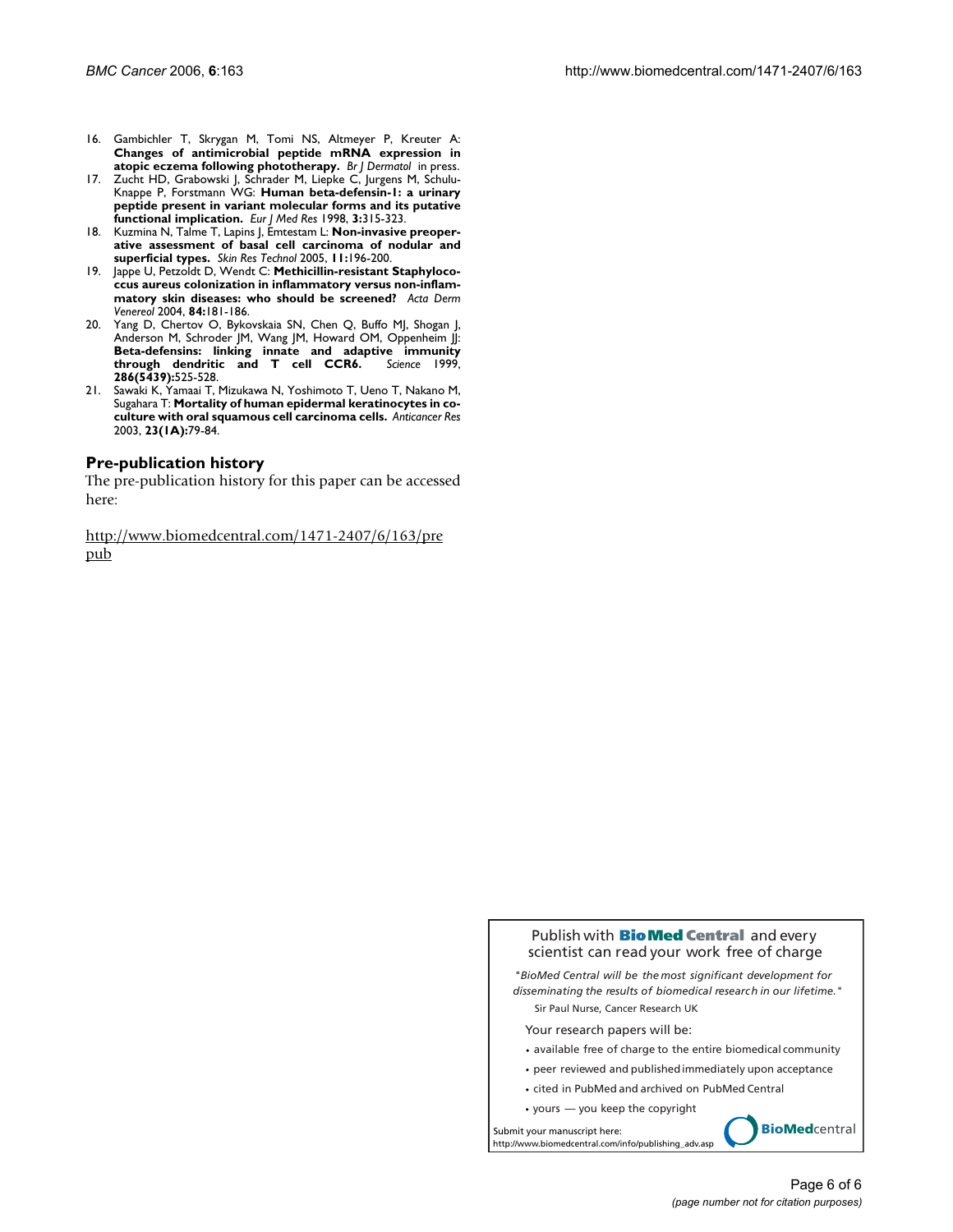16. Gambichler T, Skrygan M, Tomi NS, Altmeyer P, Kreuter A: **Changes of antimicrobial peptide mRNA expression in atopic eczema following phototherapy.** *Br J Dermatol* in press.
17. Zucht HD, Grabowski J, Schrader M, Liepke C, Jurgens M, Schulu-Knappe P, Forstmann WG: **Human beta-defensin-1: a urinary peptide present in variant molecular forms and its putative functional implication.** *Eur J Med Res* 1998, **3:**315-323.
18. Kuzmina N, Talme T, Lapins J, Emtestam L: **Non-invasive preoperative assessment of basal cell carcinoma of nodular and superficial types.** *Skin Res Technol* 2005, **11:**196-200.
19. Jappe U, Petzoldt D, Wendt C: **Methicillin-resistant Staphylococcus aureus colonization in inflammatory versus non-inflammatory skin diseases: who should be screened?** *Acta Derm Venereol* 2004, **84:**181-186.
20. Yang D, Chertov O, Bykovskaia SN, Chen Q, Buffo MJ, Shogan J, Anderson M, Schroder JM, Wang JM, Howard OM, Oppenheim JJ: **Beta-defensins: linking innate and adaptive immunity through dendritic and T cell CCR6.** *Science* 1999, **286(5439):**525-528.
21. Sawaki K, Yamaai T, Mizukawa N, Yoshimoto T, Ueno T, Nakano M, Sugahara T: **Mortality of human epidermal keratinocytes in co-culture with oral squamous cell carcinoma cells.** *Anticancer Res* 2003, **23(1A):**79-84.

## Pre-publication history

The pre-publication history for this paper can be accessed here:

http://www.biomedcentral.com/1471-2407/6/163/prepub

Publish with **BioMed Central** and every scientist can read your work free of charge

*"BioMed Central will be the most significant development for disseminating the results of biomedical research in our lifetime."*
Sir Paul Nurse, Cancer Research UK

Your research papers will be:

- available free of charge to the entire biomedical community
- peer reviewed and published immediately upon acceptance
- cited in PubMed and archived on PubMed Central
- yours — you keep the copyright

Submit your manuscript here:
http://www.biomedcentral.com/info/publishing_adv.asp

**BioMed**central